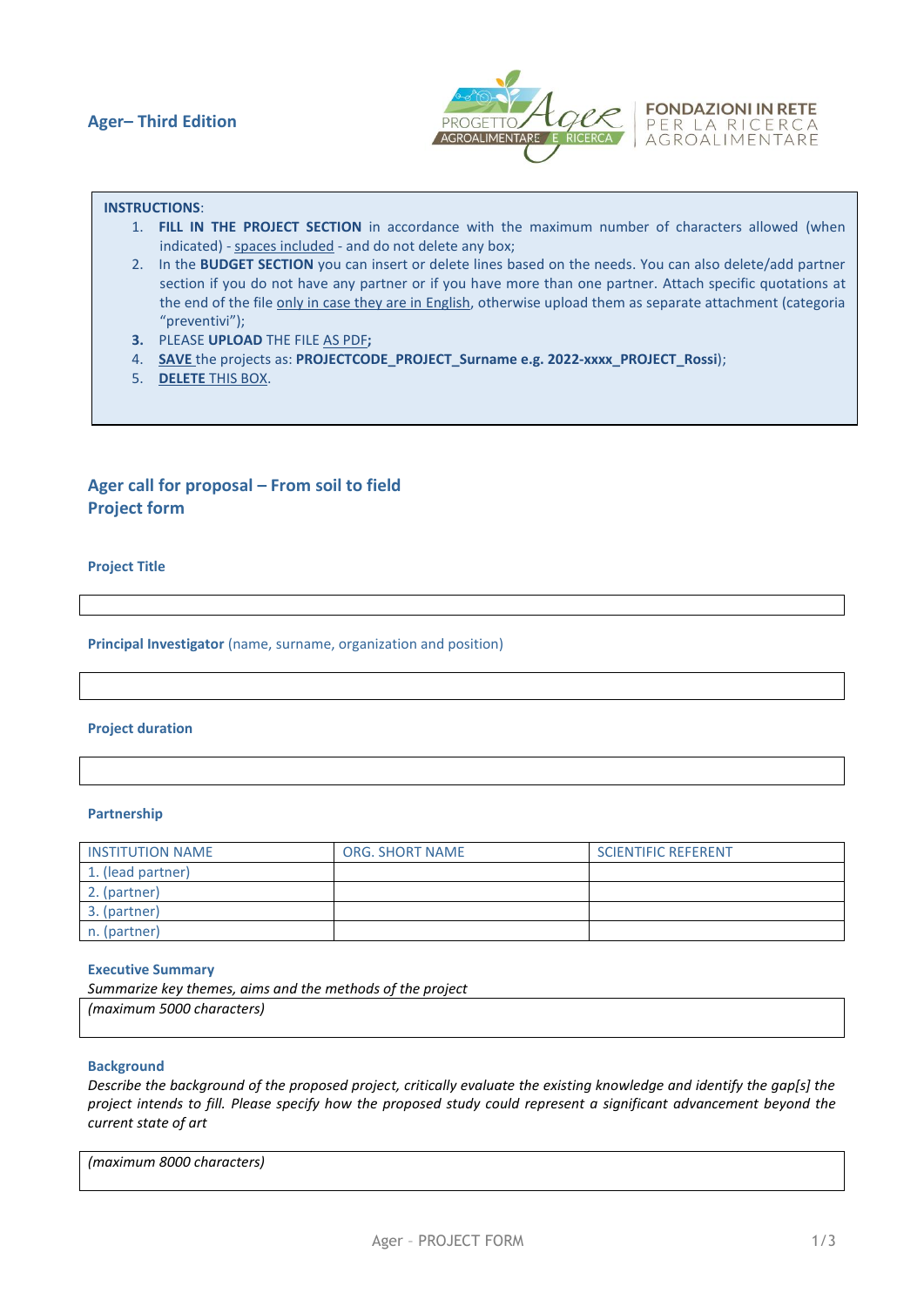**Ager– Third Edition**

FONDAZIONI IN RETE
PER LA RICERCA
AGROALIMENTARE

**INSTRUCTIONS**:

1. **FILL IN THE PROJECT SECTION** in accordance with the maximum number of characters allowed (when indicated) - spaces included - and do not delete any box;
2. In the **BUDGET SECTION** you can insert or delete lines based on the needs. You can also delete/add partner section if you do not have any partner or if you have more than one partner. Attach specific quotations at the end of the file only in case they are in English, otherwise upload them as separate attachment (categoria "preventivi");
3. PLEASE **UPLOAD** THE FILE AS PDF**;**
4. **SAVE** the projects as: **PROJECTCODE_PROJECT_Surname e.g. 2022-xxxx_PROJECT_Rossi**);
5. **DELETE** THIS BOX.

## Ager call for proposal – From soil to field
## Project form

### Project Title

| |
|---|
| |

### Principal Investigator (name, surname, organization and position)

| |
|---|
| |

### Project duration

| |
|---|
| |

### Partnership

| INSTITUTION NAME | ORG. SHORT NAME | SCIENTIFIC REFERENT |
|---|---|---|
| 1. (lead partner) | | |
| 2. (partner) | | |
| 3. (partner) | | |
| n. (partner) | | |

### Executive Summary

*Summarize key themes, aims and the methods of the project*

| *(maximum 5000 characters)* |
|---|

### Background

*Describe the background of the proposed project, critically evaluate the existing knowledge and identify the gap[s] the project intends to fill. Please specify how the proposed study could represent a significant advancement beyond the current state of art*

| *(maximum 8000 characters)* |
|---|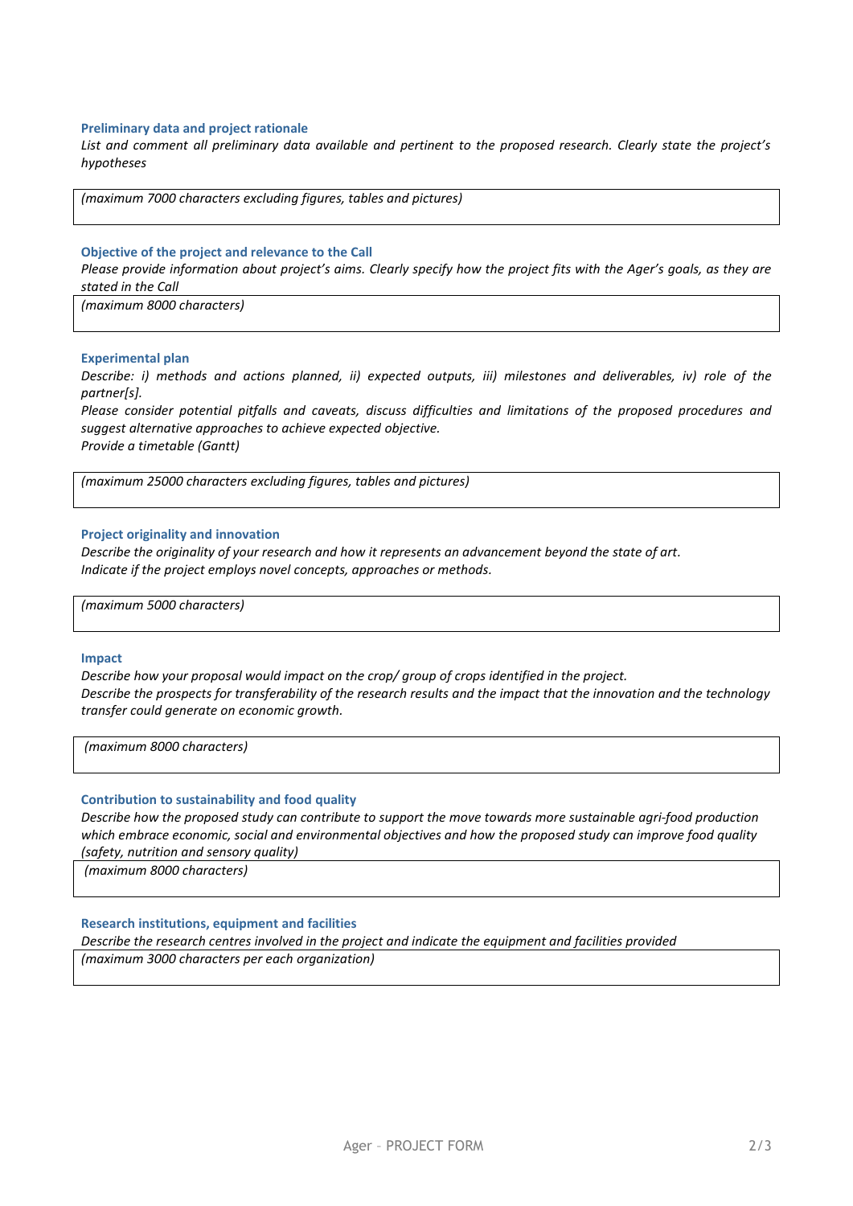## Preliminary data and project rationale

*List and comment all preliminary data available and pertinent to the proposed research. Clearly state the project's hypotheses*

| *(maximum 7000 characters excluding figures, tables and pictures)* |
|---|

## Objective of the project and relevance to the Call

*Please provide information about project's aims. Clearly specify how the project fits with the Ager's goals, as they are stated in the Call*

| *(maximum 8000 characters)* |
|---|

## Experimental plan

*Describe: i) methods and actions planned, ii) expected outputs, iii) milestones and deliverables, iv) role of the partner[s].*

*Please consider potential pitfalls and caveats, discuss difficulties and limitations of the proposed procedures and suggest alternative approaches to achieve expected objective.*

*Provide a timetable (Gantt)*

| *(maximum 25000 characters excluding figures, tables and pictures)* |
|---|

## Project originality and innovation

*Describe the originality of your research and how it represents an advancement beyond the state of art.*
*Indicate if the project employs novel concepts, approaches or methods.*

| *(maximum 5000 characters)* |
|---|

## Impact

*Describe how your proposal would impact on the crop/ group of crops identified in the project.*
*Describe the prospects for transferability of the research results and the impact that the innovation and the technology transfer could generate on economic growth.*

| *(maximum 8000 characters)* |
|---|

## Contribution to sustainability and food quality

*Describe how the proposed study can contribute to support the move towards more sustainable agri-food production which embrace economic, social and environmental objectives and how the proposed study can improve food quality (safety, nutrition and sensory quality)*

| *(maximum 8000 characters)* |
|---|

## Research institutions, equipment and facilities

*Describe the research centres involved in the project and indicate the equipment and facilities provided*

| *(maximum 3000 characters per each organization)* |
|---|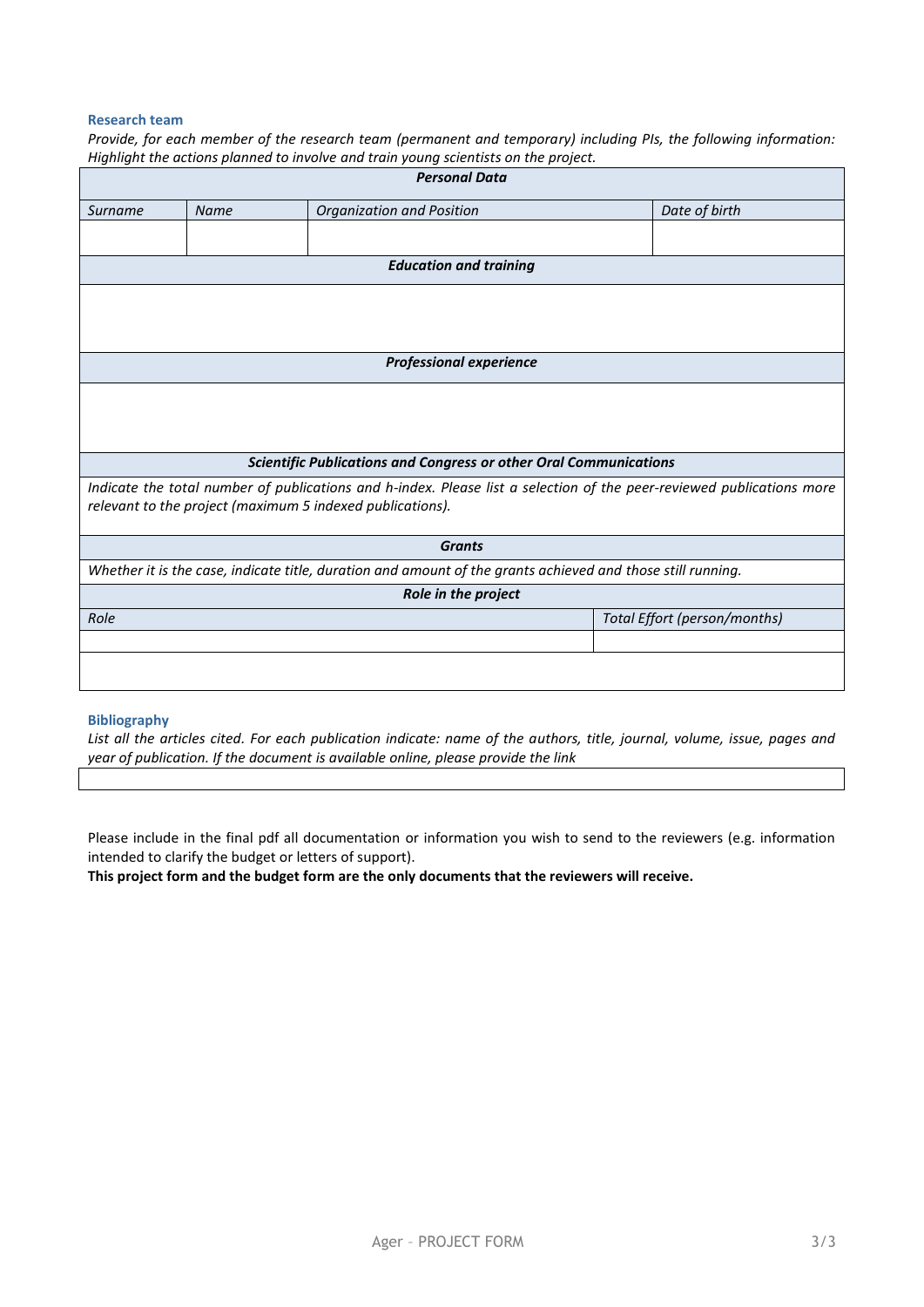**Research team**

*Provide, for each member of the research team (permanent and temporary) including PIs, the following information: Highlight the actions planned to involve and train young scientists on the project.*

| ***Personal Data*** | | | |
|---|---|---|---|
| *Surname* | *Name* | *Organization and Position* | *Date of birth* |
| | | | |
| ***Education and training*** | | | |
| | | | |
| ***Professional experience*** | | | |
| | | | |
| ***Scientific Publications and Congress or other Oral Communications*** | | | |
| *Indicate the total number of publications and h-index. Please list a selection of the peer-reviewed publications more relevant to the project (maximum 5 indexed publications).* | | | |
| ***Grants*** | | | |
| *Whether it is the case, indicate title, duration and amount of the grants achieved and those still running.* | | | |
| ***Role in the project*** | | | |
| *Role* | | | *Total Effort (person/months)* |
| | | | |
| | | | |

**Bibliography**

*List all the articles cited. For each publication indicate: name of the authors, title, journal, volume, issue, pages and year of publication. If the document is available online, please provide the link*

| |
|---|
| |

Please include in the final pdf all documentation or information you wish to send to the reviewers (e.g. information intended to clarify the budget or letters of support).

**This project form and the budget form are the only documents that the reviewers will receive.**